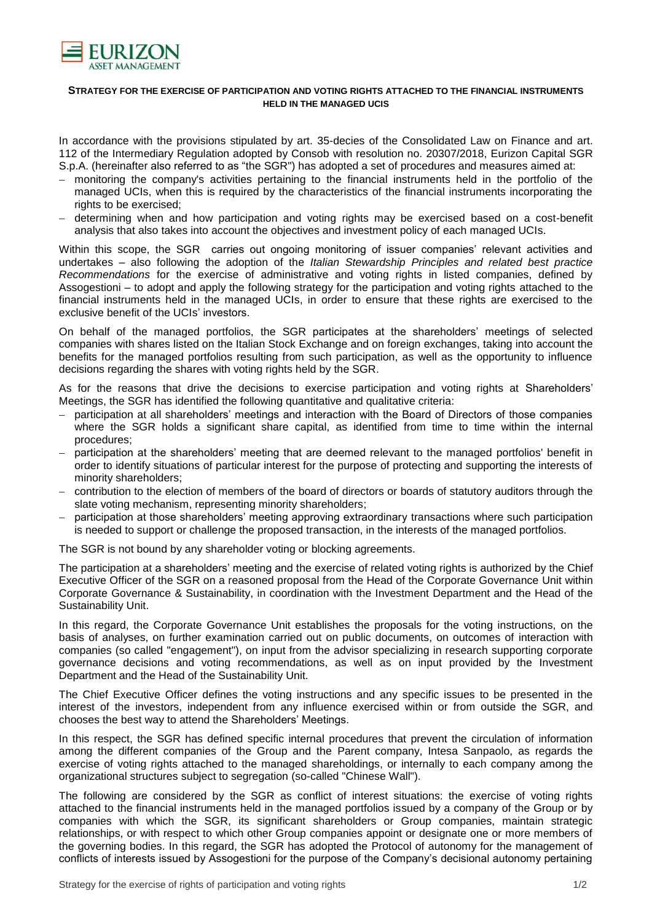# STRATEGY FOR THE EXERCISE OF PARTICIPATION AND VOTING RIGHTS ATTACHED TO THE FINANCIAL INSTRUMENTS HELD IN THE MANAGED UCIS

In accordance with the provisions stipulated by art. 35-decies of the Consolidated Law on Finance and art. 112 of the Intermediary Regulation adopted by Consob with resolution no. 20307/2018, Eurizon Capital SGR S.p.A. (hereinafter also referred to as "the SGR") has adopted a set of procedures and measures aimed at:

- monitoring the company's activities pertaining to the financial instruments held in the portfolio of the managed UCIs, when this is required by the characteristics of the financial instruments incorporating the rights to be exercised;
- determining when and how participation and voting rights may be exercised based on a cost-benefit analysis that also takes into account the objectives and investment policy of each managed UCIs.

Within this scope, the SGR carries out ongoing monitoring of issuer companies' relevant activities and undertakes – also following the adoption of the *Italian Stewardship Principles and related best practice Recommendations* for the exercise of administrative and voting rights in listed companies, defined by Assogestioni – to adopt and apply the following strategy for the participation and voting rights attached to the financial instruments held in the managed UCIs, in order to ensure that these rights are exercised to the exclusive benefit of the UCIs' investors.

On behalf of the managed portfolios, the SGR participates at the shareholders' meetings of selected companies with shares listed on the Italian Stock Exchange and on foreign exchanges, taking into account the benefits for the managed portfolios resulting from such participation, as well as the opportunity to influence decisions regarding the shares with voting rights held by the SGR.

As for the reasons that drive the decisions to exercise participation and voting rights at Shareholders' Meetings, the SGR has identified the following quantitative and qualitative criteria:

- participation at all shareholders' meetings and interaction with the Board of Directors of those companies where the SGR holds a significant share capital, as identified from time to time within the internal procedures;
- participation at the shareholders' meeting that are deemed relevant to the managed portfolios' benefit in order to identify situations of particular interest for the purpose of protecting and supporting the interests of minority shareholders;
- contribution to the election of members of the board of directors or boards of statutory auditors through the slate voting mechanism, representing minority shareholders;
- participation at those shareholders' meeting approving extraordinary transactions where such participation is needed to support or challenge the proposed transaction, in the interests of the managed portfolios.

The SGR is not bound by any shareholder voting or blocking agreements.

The participation at a shareholders' meeting and the exercise of related voting rights is authorized by the Chief Executive Officer of the SGR on a reasoned proposal from the Head of the Corporate Governance Unit within Corporate Governance & Sustainability, in coordination with the Investment Department and the Head of the Sustainability Unit.

In this regard, the Corporate Governance Unit establishes the proposals for the voting instructions, on the basis of analyses, on further examination carried out on public documents, on outcomes of interaction with companies (so called "engagement"), on input from the advisor specializing in research supporting corporate governance decisions and voting recommendations, as well as on input provided by the Investment Department and the Head of the Sustainability Unit.

The Chief Executive Officer defines the voting instructions and any specific issues to be presented in the interest of the investors, independent from any influence exercised within or from outside the SGR, and chooses the best way to attend the Shareholders' Meetings.

In this respect, the SGR has defined specific internal procedures that prevent the circulation of information among the different companies of the Group and the Parent company, Intesa Sanpaolo, as regards the exercise of voting rights attached to the managed shareholdings, or internally to each company among the organizational structures subject to segregation (so-called "Chinese Wall").

The following are considered by the SGR as conflict of interest situations: the exercise of voting rights attached to the financial instruments held in the managed portfolios issued by a company of the Group or by companies with which the SGR, its significant shareholders or Group companies, maintain strategic relationships, or with respect to which other Group companies appoint or designate one or more members of the governing bodies. In this regard, the SGR has adopted the Protocol of autonomy for the management of conflicts of interests issued by Assogestioni for the purpose of the Company's decisional autonomy pertaining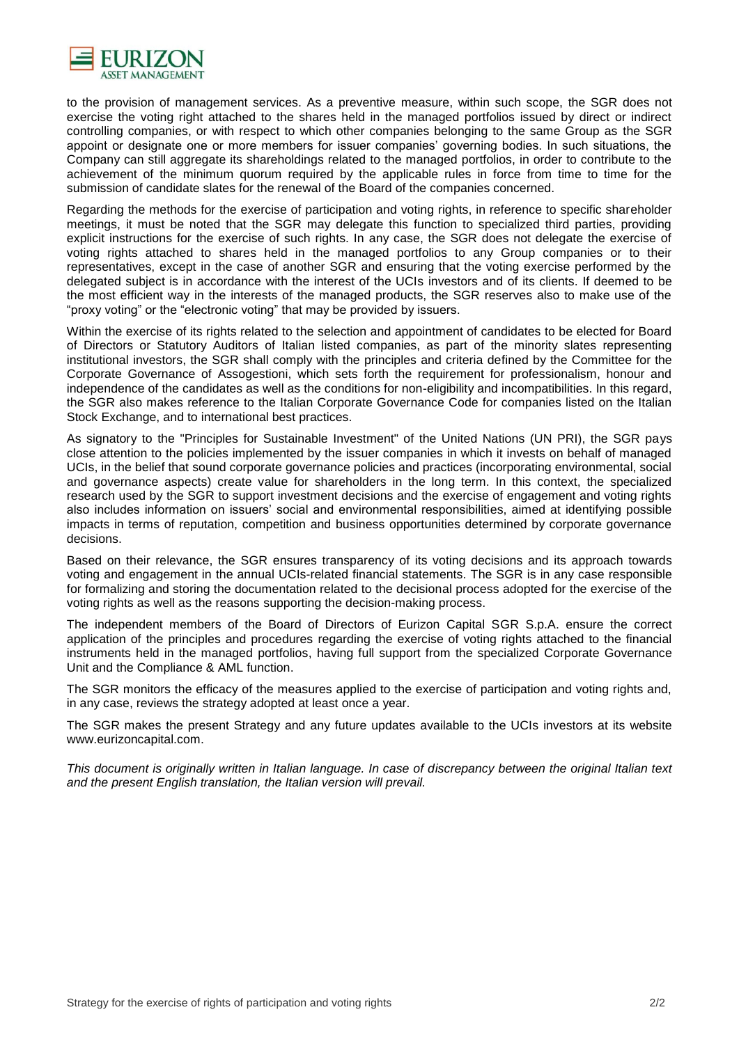to the provision of management services. As a preventive measure, within such scope, the SGR does not exercise the voting right attached to the shares held in the managed portfolios issued by direct or indirect controlling companies, or with respect to which other companies belonging to the same Group as the SGR appoint or designate one or more members for issuer companies' governing bodies. In such situations, the Company can still aggregate its shareholdings related to the managed portfolios, in order to contribute to the achievement of the minimum quorum required by the applicable rules in force from time to time for the submission of candidate slates for the renewal of the Board of the companies concerned.

Regarding the methods for the exercise of participation and voting rights, in reference to specific shareholder meetings, it must be noted that the SGR may delegate this function to specialized third parties, providing explicit instructions for the exercise of such rights. In any case, the SGR does not delegate the exercise of voting rights attached to shares held in the managed portfolios to any Group companies or to their representatives, except in the case of another SGR and ensuring that the voting exercise performed by the delegated subject is in accordance with the interest of the UCIs investors and of its clients. If deemed to be the most efficient way in the interests of the managed products, the SGR reserves also to make use of the "proxy voting" or the "electronic voting" that may be provided by issuers.

Within the exercise of its rights related to the selection and appointment of candidates to be elected for Board of Directors or Statutory Auditors of Italian listed companies, as part of the minority slates representing institutional investors, the SGR shall comply with the principles and criteria defined by the Committee for the Corporate Governance of Assogestioni, which sets forth the requirement for professionalism, honour and independence of the candidates as well as the conditions for non-eligibility and incompatibilities. In this regard, the SGR also makes reference to the Italian Corporate Governance Code for companies listed on the Italian Stock Exchange, and to international best practices.

As signatory to the "Principles for Sustainable Investment" of the United Nations (UN PRI), the SGR pays close attention to the policies implemented by the issuer companies in which it invests on behalf of managed UCIs, in the belief that sound corporate governance policies and practices (incorporating environmental, social and governance aspects) create value for shareholders in the long term. In this context, the specialized research used by the SGR to support investment decisions and the exercise of engagement and voting rights also includes information on issuers' social and environmental responsibilities, aimed at identifying possible impacts in terms of reputation, competition and business opportunities determined by corporate governance decisions.

Based on their relevance, the SGR ensures transparency of its voting decisions and its approach towards voting and engagement in the annual UCIs-related financial statements. The SGR is in any case responsible for formalizing and storing the documentation related to the decisional process adopted for the exercise of the voting rights as well as the reasons supporting the decision-making process.

The independent members of the Board of Directors of Eurizon Capital SGR S.p.A. ensure the correct application of the principles and procedures regarding the exercise of voting rights attached to the financial instruments held in the managed portfolios, having full support from the specialized Corporate Governance Unit and the Compliance & AML function.

The SGR monitors the efficacy of the measures applied to the exercise of participation and voting rights and, in any case, reviews the strategy adopted at least once a year.

The SGR makes the present Strategy and any future updates available to the UCIs investors at its website www.eurizoncapital.com.

*This document is originally written in Italian language. In case of discrepancy between the original Italian text and the present English translation, the Italian version will prevail.*